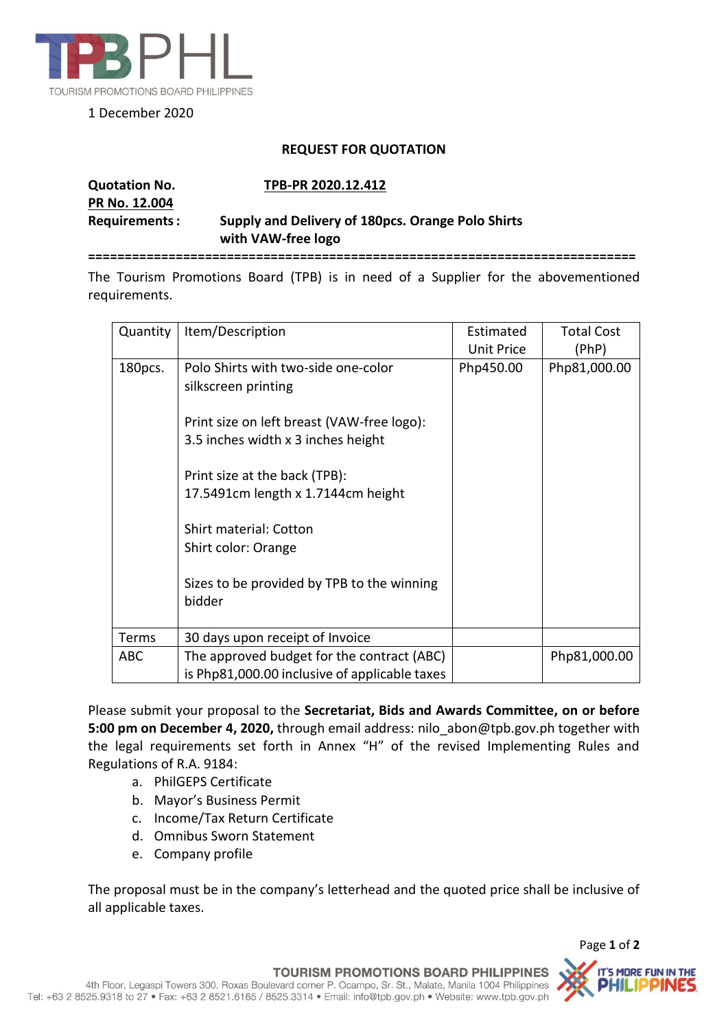TOURISM PROMOTIONS BOARD PHILIPPINES

1 December 2020

## REQUEST FOR QUOTATION

**Quotation No.** **TPB-PR 2020.12.412**
**PR No. 12.004**
**Requirements :** **Supply and Delivery of 180pcs. Orange Polo Shirts with VAW-free logo**

==========================================================================

The Tourism Promotions Board (TPB) is in need of a Supplier for the abovementioned requirements.

| Quantity | Item/Description | Estimated Unit Price | Total Cost (PhP) |
|---|---|---|---|
| 180pcs. | Polo Shirts with two-side one-color silkscreen printing<br><br>Print size on left breast (VAW-free logo): 3.5 inches width x 3 inches height<br><br>Print size at the back (TPB): 17.5491cm length x 1.7144cm height<br><br>Shirt material: Cotton<br>Shirt color: Orange<br><br>Sizes to be provided by TPB to the winning bidder | Php450.00 | Php81,000.00 |
| Terms | 30 days upon receipt of Invoice | | |
| ABC | The approved budget for the contract (ABC) is Php81,000.00 inclusive of applicable taxes | | Php81,000.00 |

Please submit your proposal to the **Secretariat, Bids and Awards Committee, on or before 5:00 pm on December 4, 2020,** through email address: nilo_abon@tpb.gov.ph together with the legal requirements set forth in Annex "H" of the revised Implementing Rules and Regulations of R.A. 9184:

a. PhilGEPS Certificate
b. Mayor's Business Permit
c. Income/Tax Return Certificate
d. Omnibus Sworn Statement
e. Company profile

The proposal must be in the company's letterhead and the quoted price shall be inclusive of all applicable taxes.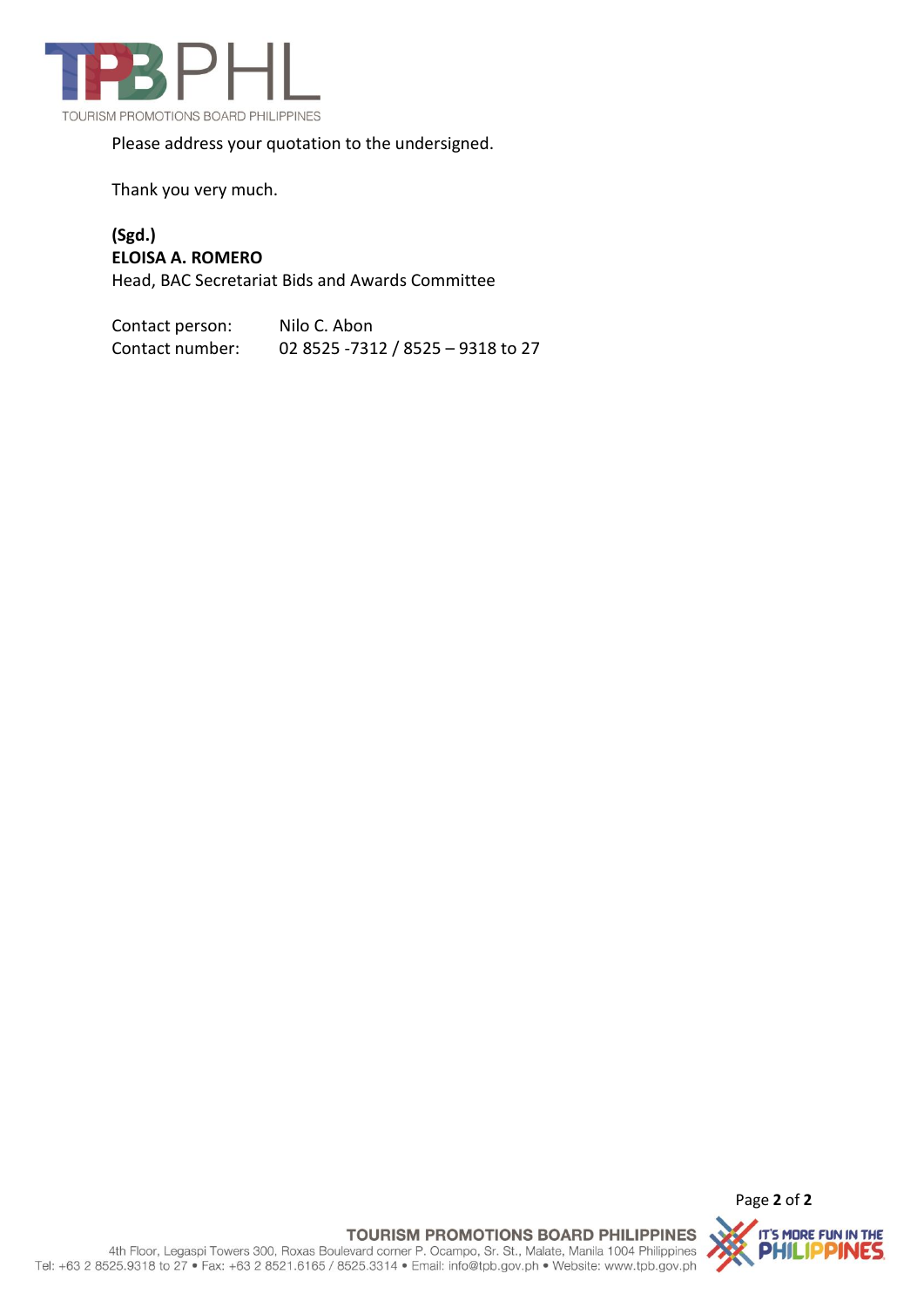Please address your quotation to the undersigned.

Thank you very much.

**(Sgd.)**
**ELOISA A. ROMERO**
Head, BAC Secretariat Bids and Awards Committee

| | |
|---|---|
| Contact person: | Nilo C. Abon |
| Contact number: | 02 8525 -7312 / 8525 – 9318 to 27 |